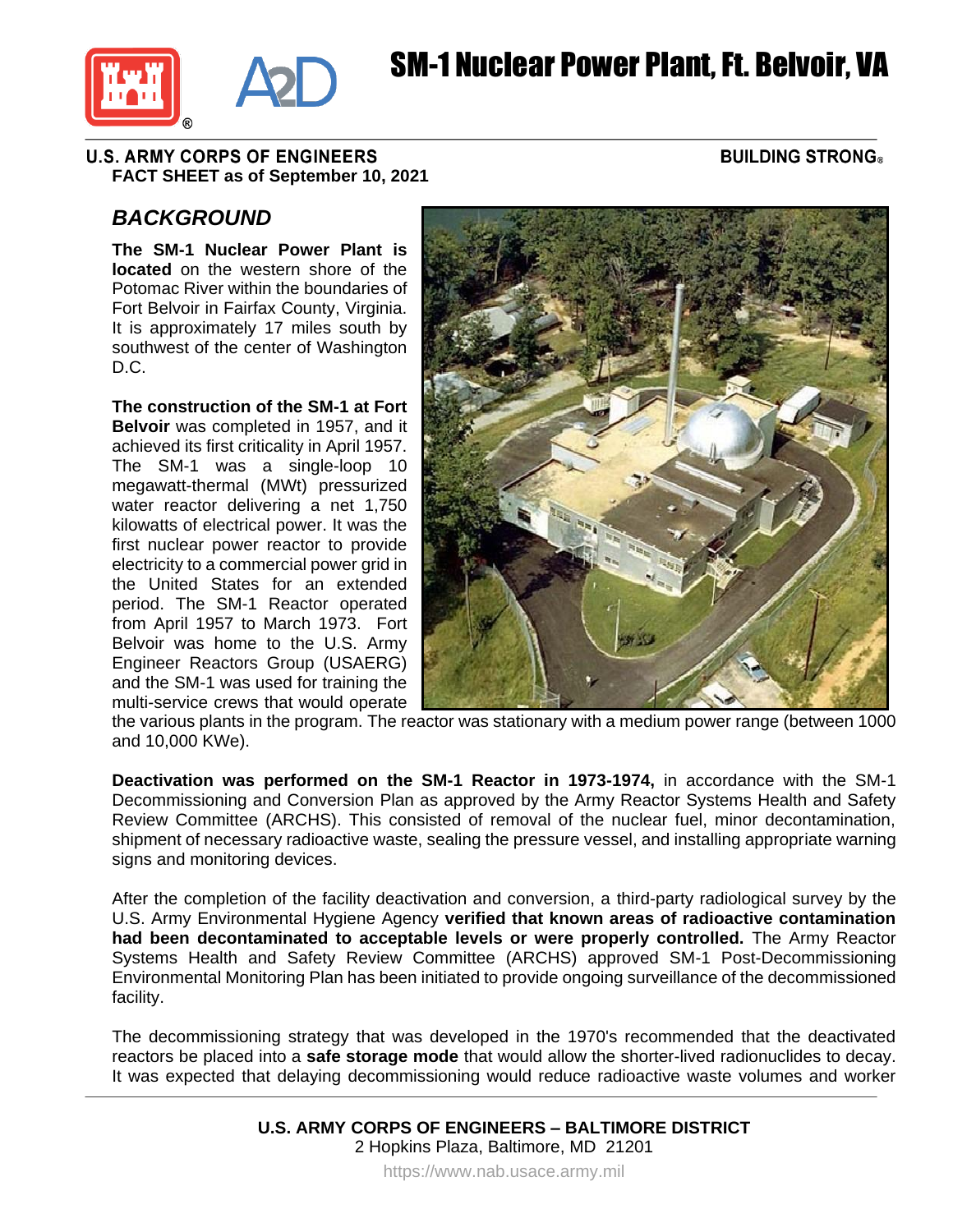# SM-1 Nuclear Power Plant, Ft. Belvoir, VA

**U.S. ARMY CORPS OF ENGINEERS** **BUILDING STRONG®**

**FACT SHEET as of September 10, 2021**

## *BACKGROUND*

**The SM-1 Nuclear Power Plant is located** on the western shore of the Potomac River within the boundaries of Fort Belvoir in Fairfax County, Virginia. It is approximately 17 miles south by southwest of the center of Washington D.C.

**The construction of the SM-1 at Fort Belvoir** was completed in 1957, and it achieved its first criticality in April 1957. The SM-1 was a single-loop 10 megawatt-thermal (MWt) pressurized water reactor delivering a net 1,750 kilowatts of electrical power. It was the first nuclear power reactor to provide electricity to a commercial power grid in the United States for an extended period. The SM-1 Reactor operated from April 1957 to March 1973. Fort Belvoir was home to the U.S. Army Engineer Reactors Group (USAERG) and the SM-1 was used for training the multi-service crews that would operate the various plants in the program. The reactor was stationary with a medium power range (between 1000 and 10,000 KWe).

**Deactivation was performed on the SM-1 Reactor in 1973-1974,** in accordance with the SM-1 Decommissioning and Conversion Plan as approved by the Army Reactor Systems Health and Safety Review Committee (ARCHS). This consisted of removal of the nuclear fuel, minor decontamination, shipment of necessary radioactive waste, sealing the pressure vessel, and installing appropriate warning signs and monitoring devices.

After the completion of the facility deactivation and conversion, a third-party radiological survey by the U.S. Army Environmental Hygiene Agency **verified that known areas of radioactive contamination had been decontaminated to acceptable levels or were properly controlled.** The Army Reactor Systems Health and Safety Review Committee (ARCHS) approved SM-1 Post-Decommissioning Environmental Monitoring Plan has been initiated to provide ongoing surveillance of the decommissioned facility.

The decommissioning strategy that was developed in the 1970's recommended that the deactivated reactors be placed into a **safe storage mode** that would allow the shorter-lived radionuclides to decay. It was expected that delaying decommissioning would reduce radioactive waste volumes and worker

**U.S. ARMY CORPS OF ENGINEERS – BALTIMORE DISTRICT**
2 Hopkins Plaza, Baltimore, MD 21201
https://www.nab.usace.army.mil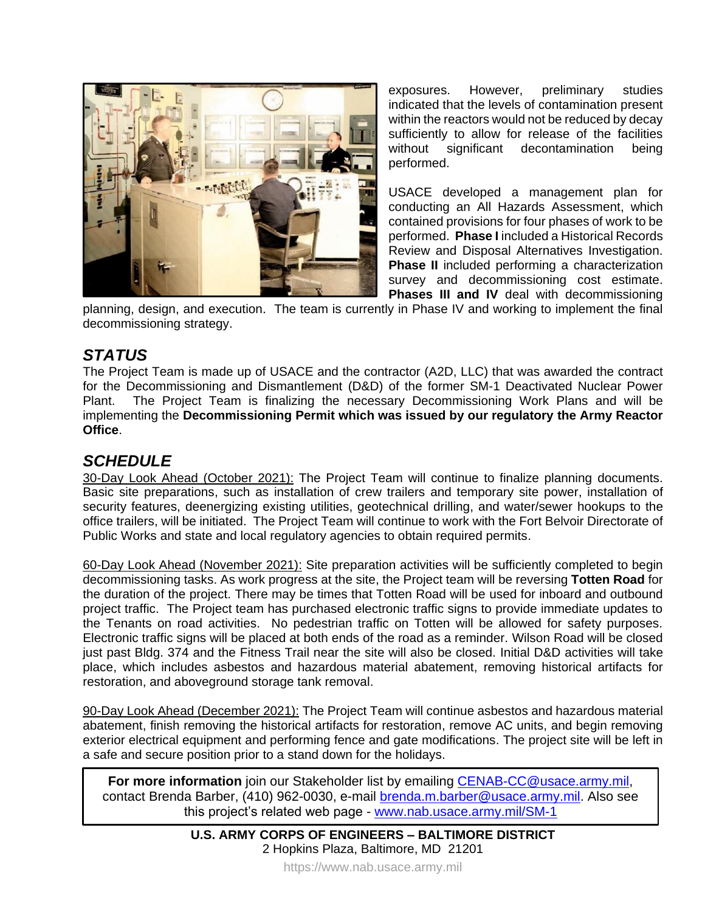exposures. However, preliminary studies indicated that the levels of contamination present within the reactors would not be reduced by decay sufficiently to allow for release of the facilities without significant decontamination being performed.

USACE developed a management plan for conducting an All Hazards Assessment, which contained provisions for four phases of work to be performed. **Phase I** included a Historical Records Review and Disposal Alternatives Investigation. **Phase II** included performing a characterization survey and decommissioning cost estimate. **Phases III and IV** deal with decommissioning planning, design, and execution. The team is currently in Phase IV and working to implement the final decommissioning strategy.

## *STATUS*

The Project Team is made up of USACE and the contractor (A2D, LLC) that was awarded the contract for the Decommissioning and Dismantlement (D&D) of the former SM-1 Deactivated Nuclear Power Plant. The Project Team is finalizing the necessary Decommissioning Work Plans and will be implementing the **Decommissioning Permit which was issued by our regulatory the Army Reactor Office**.

## *SCHEDULE*

30-Day Look Ahead (October 2021): The Project Team will continue to finalize planning documents. Basic site preparations, such as installation of crew trailers and temporary site power, installation of security features, deenergizing existing utilities, geotechnical drilling, and water/sewer hookups to the office trailers, will be initiated. The Project Team will continue to work with the Fort Belvoir Directorate of Public Works and state and local regulatory agencies to obtain required permits.

60-Day Look Ahead (November 2021): Site preparation activities will be sufficiently completed to begin decommissioning tasks. As work progress at the site, the Project team will be reversing **Totten Road** for the duration of the project. There may be times that Totten Road will be used for inboard and outbound project traffic. The Project team has purchased electronic traffic signs to provide immediate updates to the Tenants on road activities. No pedestrian traffic on Totten will be allowed for safety purposes. Electronic traffic signs will be placed at both ends of the road as a reminder. Wilson Road will be closed just past Bldg. 374 and the Fitness Trail near the site will also be closed. Initial D&D activities will take place, which includes asbestos and hazardous material abatement, removing historical artifacts for restoration, and aboveground storage tank removal.

90-Day Look Ahead (December 2021): The Project Team will continue asbestos and hazardous material abatement, finish removing the historical artifacts for restoration, remove AC units, and begin removing exterior electrical equipment and performing fence and gate modifications. The project site will be left in a safe and secure position prior to a stand down for the holidays.

**For more information** join our Stakeholder list by emailing CENAB-CC@usace.army.mil, contact Brenda Barber, (410) 962-0030, e-mail brenda.m.barber@usace.army.mil. Also see this project's related web page - www.nab.usace.army.mil/SM-1

**U.S. ARMY CORPS OF ENGINEERS – BALTIMORE DISTRICT**
2 Hopkins Plaza, Baltimore, MD 21201
https://www.nab.usace.army.mil